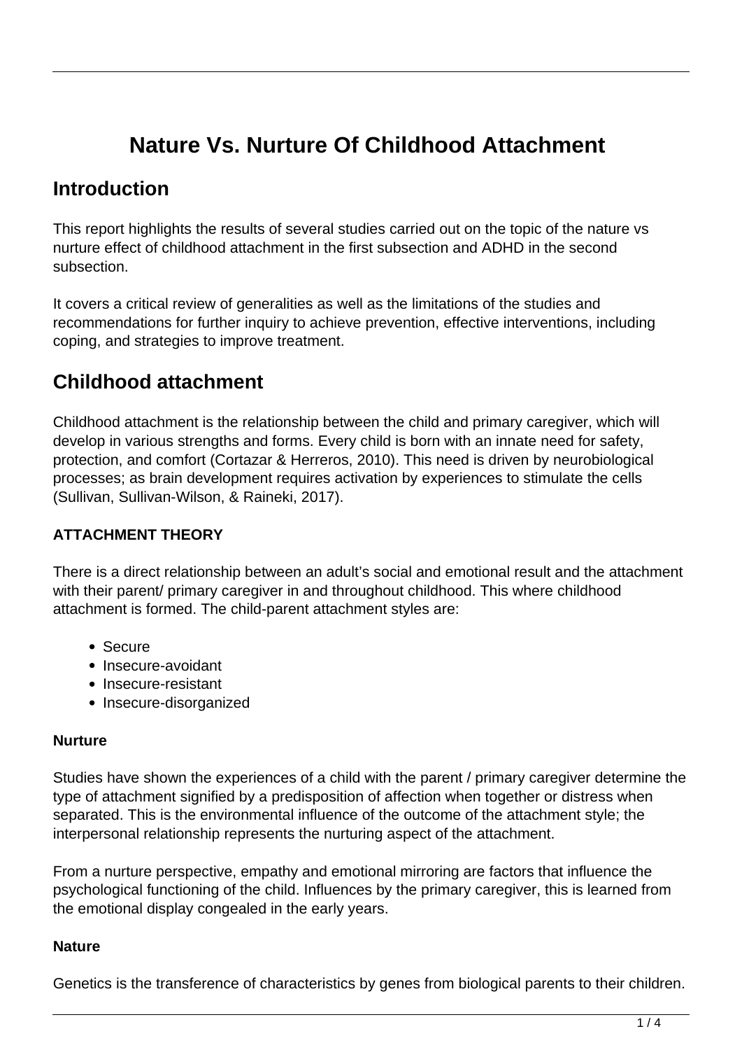# Nature Vs. Nurture Of Childhood Attachment

## Introduction

This report highlights the results of several studies carried out on the topic of the nature vs nurture effect of childhood attachment in the first subsection and ADHD in the second subsection.

It covers a critical review of generalities as well as the limitations of the studies and recommendations for further inquiry to achieve prevention, effective interventions, including coping, and strategies to improve treatment.

## Childhood attachment

Childhood attachment is the relationship between the child and primary caregiver, which will develop in various strengths and forms. Every child is born with an innate need for safety, protection, and comfort (Cortazar & Herreros, 2010). This need is driven by neurobiological processes; as brain development requires activation by experiences to stimulate the cells (Sullivan, Sullivan-Wilson, & Raineki, 2017).

### ATTACHMENT THEORY

There is a direct relationship between an adult's social and emotional result and the attachment with their parent/ primary caregiver in and throughout childhood. This where childhood attachment is formed. The child-parent attachment styles are:

- Secure
- Insecure-avoidant
- Insecure-resistant
- Insecure-disorganized

#### Nurture

Studies have shown the experiences of a child with the parent / primary caregiver determine the type of attachment signified by a predisposition of affection when together or distress when separated. This is the environmental influence of the outcome of the attachment style; the interpersonal relationship represents the nurturing aspect of the attachment.

From a nurture perspective, empathy and emotional mirroring are factors that influence the psychological functioning of the child. Influences by the primary caregiver, this is learned from the emotional display congealed in the early years.

#### Nature

Genetics is the transference of characteristics by genes from biological parents to their children.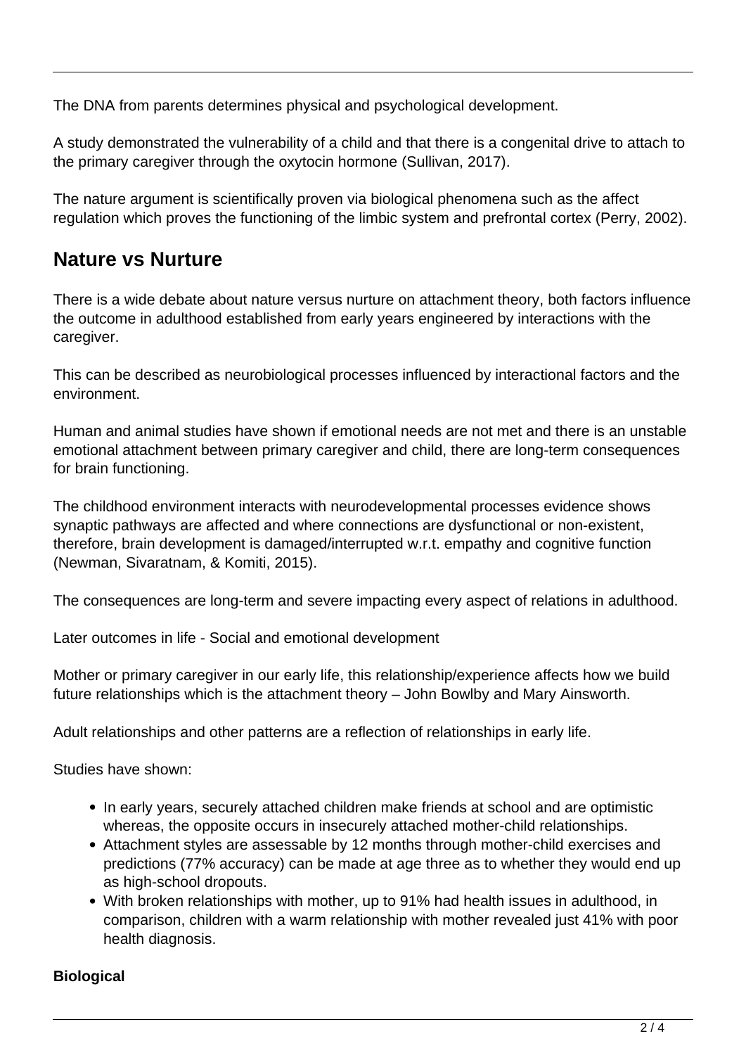The DNA from parents determines physical and psychological development.

A study demonstrated the vulnerability of a child and that there is a congenital drive to attach to the primary caregiver through the oxytocin hormone (Sullivan, 2017).

The nature argument is scientifically proven via biological phenomena such as the affect regulation which proves the functioning of the limbic system and prefrontal cortex (Perry, 2002).

## Nature vs Nurture

There is a wide debate about nature versus nurture on attachment theory, both factors influence the outcome in adulthood established from early years engineered by interactions with the caregiver.

This can be described as neurobiological processes influenced by interactional factors and the environment.

Human and animal studies have shown if emotional needs are not met and there is an unstable emotional attachment between primary caregiver and child, there are long-term consequences for brain functioning.

The childhood environment interacts with neurodevelopmental processes evidence shows synaptic pathways are affected and where connections are dysfunctional or non-existent, therefore, brain development is damaged/interrupted w.r.t. empathy and cognitive function (Newman, Sivaratnam, & Komiti, 2015).

The consequences are long-term and severe impacting every aspect of relations in adulthood.

Later outcomes in life - Social and emotional development

Mother or primary caregiver in our early life, this relationship/experience affects how we build future relationships which is the attachment theory – John Bowlby and Mary Ainsworth.

Adult relationships and other patterns are a reflection of relationships in early life.

Studies have shown:

- In early years, securely attached children make friends at school and are optimistic whereas, the opposite occurs in insecurely attached mother-child relationships.
- Attachment styles are assessable by 12 months through mother-child exercises and predictions (77% accuracy) can be made at age three as to whether they would end up as high-school dropouts.
- With broken relationships with mother, up to 91% had health issues in adulthood, in comparison, children with a warm relationship with mother revealed just 41% with poor health diagnosis.

**Biological**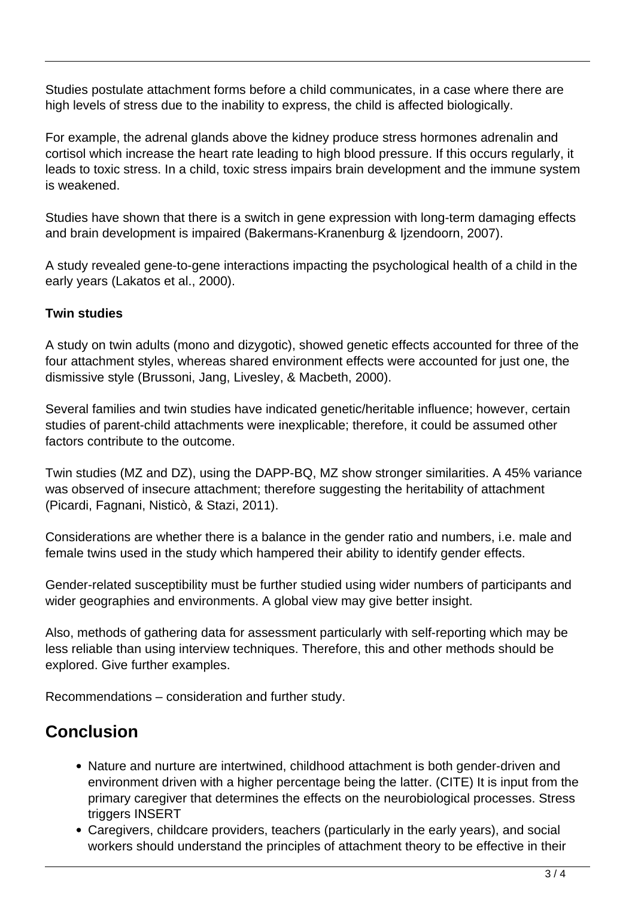Studies postulate attachment forms before a child communicates, in a case where there are high levels of stress due to the inability to express, the child is affected biologically.

For example, the adrenal glands above the kidney produce stress hormones adrenalin and cortisol which increase the heart rate leading to high blood pressure. If this occurs regularly, it leads to toxic stress. In a child, toxic stress impairs brain development and the immune system is weakened.

Studies have shown that there is a switch in gene expression with long-term damaging effects and brain development is impaired (Bakermans-Kranenburg & Ijzendoorn, 2007).

A study revealed gene-to-gene interactions impacting the psychological health of a child in the early years (Lakatos et al., 2000).

**Twin studies**

A study on twin adults (mono and dizygotic), showed genetic effects accounted for three of the four attachment styles, whereas shared environment effects were accounted for just one, the dismissive style (Brussoni, Jang, Livesley, & Macbeth, 2000).

Several families and twin studies have indicated genetic/heritable influence; however, certain studies of parent-child attachments were inexplicable; therefore, it could be assumed other factors contribute to the outcome.

Twin studies (MZ and DZ), using the DAPP-BQ, MZ show stronger similarities. A 45% variance was observed of insecure attachment; therefore suggesting the heritability of attachment (Picardi, Fagnani, Nisticò, & Stazi, 2011).

Considerations are whether there is a balance in the gender ratio and numbers, i.e. male and female twins used in the study which hampered their ability to identify gender effects.

Gender-related susceptibility must be further studied using wider numbers of participants and wider geographies and environments. A global view may give better insight.

Also, methods of gathering data for assessment particularly with self-reporting which may be less reliable than using interview techniques. Therefore, this and other methods should be explored. Give further examples.

Recommendations – consideration and further study.

## Conclusion

- Nature and nurture are intertwined, childhood attachment is both gender-driven and environment driven with a higher percentage being the latter. (CITE) It is input from the primary caregiver that determines the effects on the neurobiological processes. Stress triggers INSERT
- Caregivers, childcare providers, teachers (particularly in the early years), and social workers should understand the principles of attachment theory to be effective in their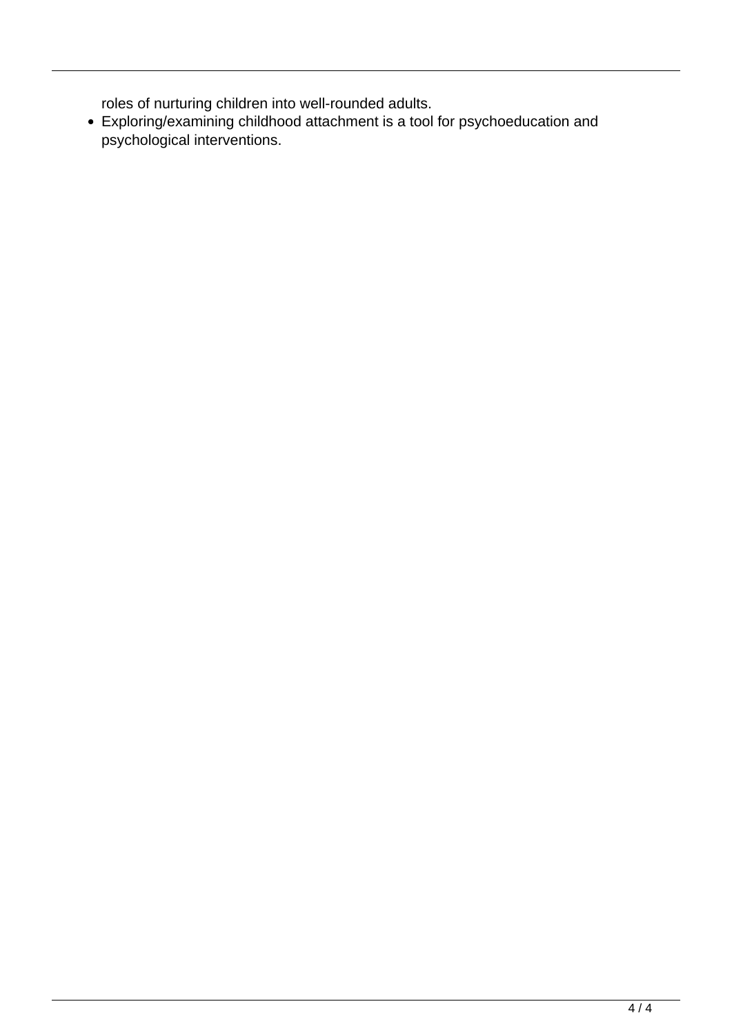roles of nurturing children into well-rounded adults.

- Exploring/examining childhood attachment is a tool for psychoeducation and psychological interventions.